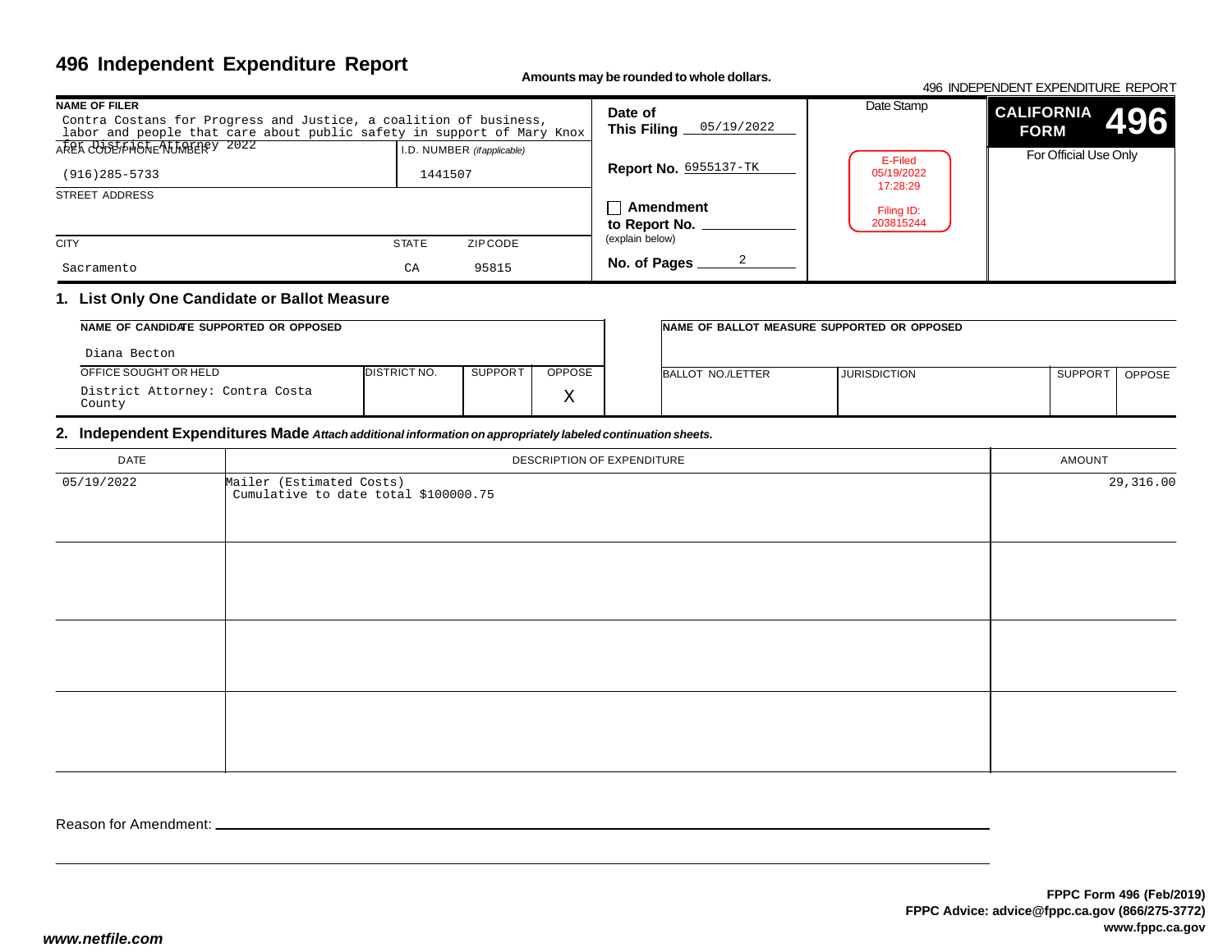# 496 Independent Expenditure Report

**Amounts may be rounded to whole dollars.**

496 INDEPENDENT EXPENDITURE REPORT

| NAME OF FILER | | | Date of This Filing | Date Stamp | CALIFORNIA FORM 496 |
|---|---|---|---|---|---|
| Contra Costans for Progress and Justice, a coalition of business, labor and people that care about public safety in support of Mary Knox for District Attorney 2022 | | | 05/19/2022 | E-Filed 05/19/2022 17:28:29 Filing ID: 203815244 | For Official Use Only |
| AREA CODE/PHONE NUMBER | I.D. NUMBER *(if applicable)* | | Report No. 6955137-TK | | |
| (916)285-5733 | 1441507 | | | | |
| STREET ADDRESS | | | ☐ Amendment to Report No. ______ (explain below) | | |
| CITY | STATE | ZIP CODE | | | |
| Sacramento | CA | 95815 | No. of Pages 2 | | |

## 1. List Only One Candidate or Ballot Measure

| NAME OF CANDIDATE SUPPORTED OR OPPOSED | | | |
|---|---|---|---|
| Diana Becton | | | |
| OFFICE SOUGHT OR HELD | DISTRICT NO. | SUPPORT | OPPOSE |
| District Attorney: Contra Costa County | | | X |

| NAME OF BALLOT MEASURE SUPPORTED OR OPPOSED | | | |
|---|---|---|---|
| | | | |
| BALLOT NO./LETTER | JURISDICTION | SUPPORT | OPPOSE |
| | | | |

## 2. Independent Expenditures Made *Attach additional information on appropriately labeled continuation sheets.*

| DATE | DESCRIPTION OF EXPENDITURE | AMOUNT |
|---|---|---|
| 05/19/2022 | Mailer (Estimated Costs) Cumulative to date total $100000.75 | 29,316.00 |
| | | |
| | | |
| | | |

Reason for Amendment: ______

**FPPC Form 496 (Feb/2019)**
**FPPC Advice: advice@fppc.ca.gov (866/275-3772)**
**www.fppc.ca.gov**

***www.netfile.com***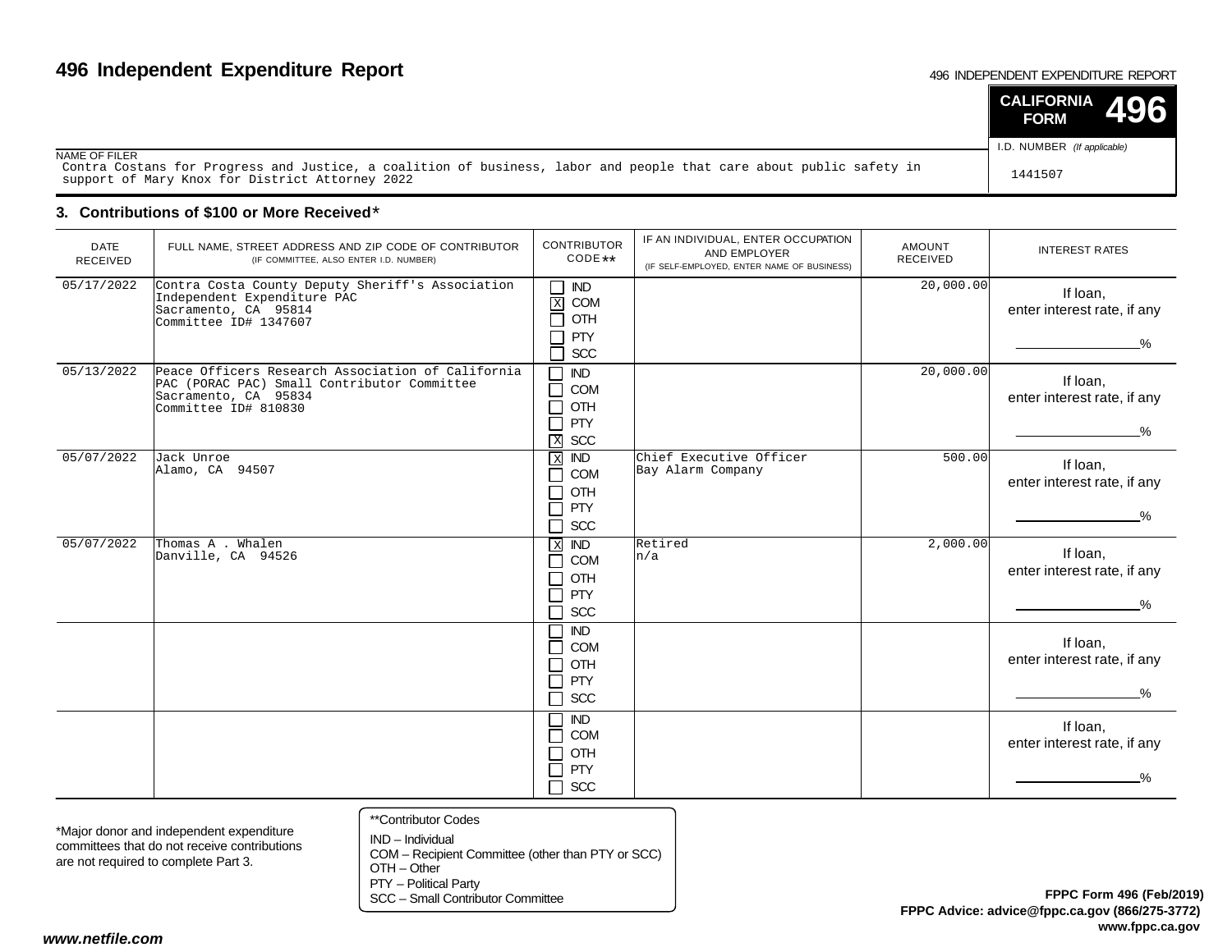# 496 Independent Expenditure Report

496 INDEPENDENT EXPENDITURE REPORT

**CALIFORNIA FORM 496**

| NAME OF FILER | I.D. NUMBER *(If applicable)* |
|---|---|
| Contra Costans for Progress and Justice, a coalition of business, labor and people that care about public safety in support of Mary Knox for District Attorney 2022 | 1441507 |

## 3. Contributions of $100 or More Received*

| DATE RECEIVED | FULL NAME, STREET ADDRESS AND ZIP CODE OF CONTRIBUTOR (IF COMMITTEE, ALSO ENTER I.D. NUMBER) | CONTRIBUTOR CODE** | IF AN INDIVIDUAL, ENTER OCCUPATION AND EMPLOYER (IF SELF-EMPLOYED, ENTER NAME OF BUSINESS) | AMOUNT RECEIVED | INTEREST RATES |
|---|---|---|---|---|---|
| 05/17/2022 | Contra Costa County Deputy Sheriff's Association Independent Expenditure PAC<br>Sacramento, CA 95814<br>Committee ID# 1347607 | ☐ IND<br>☒ COM<br>☐ OTH<br>☐ PTY<br>☐ SCC | | 20,000.00 | If loan, enter interest rate, if any ______% |
| 05/13/2022 | Peace Officers Research Association of California PAC (PORAC PAC) Small Contributor Committee<br>Sacramento, CA 95834<br>Committee ID# 810830 | ☐ IND<br>☐ COM<br>☐ OTH<br>☐ PTY<br>☒ SCC | | 20,000.00 | If loan, enter interest rate, if any ______% |
| 05/07/2022 | Jack Unroe<br>Alamo, CA 94507 | ☒ IND<br>☐ COM<br>☐ OTH<br>☐ PTY<br>☐ SCC | Chief Executive Officer<br>Bay Alarm Company | 500.00 | If loan, enter interest rate, if any ______% |
| 05/07/2022 | Thomas A . Whalen<br>Danville, CA 94526 | ☒ IND<br>☐ COM<br>☐ OTH<br>☐ PTY<br>☐ SCC | Retired<br>n/a | 2,000.00 | If loan, enter interest rate, if any ______% |
| | | ☐ IND<br>☐ COM<br>☐ OTH<br>☐ PTY<br>☐ SCC | | | If loan, enter interest rate, if any ______% |
| | | ☐ IND<br>☐ COM<br>☐ OTH<br>☐ PTY<br>☐ SCC | | | If loan, enter interest rate, if any ______% |

*Major donor and independent expenditure committees that do not receive contributions are not required to complete Part 3.

**Contributor Codes
IND – Individual
COM – Recipient Committee (other than PTY or SCC)
OTH – Other
PTY – Political Party
SCC – Small Contributor Committee

**FPPC Form 496 (Feb/2019)**
**FPPC Advice: advice@fppc.ca.gov (866/275-3772)**
**www.fppc.ca.gov**

***www.netfile.com***